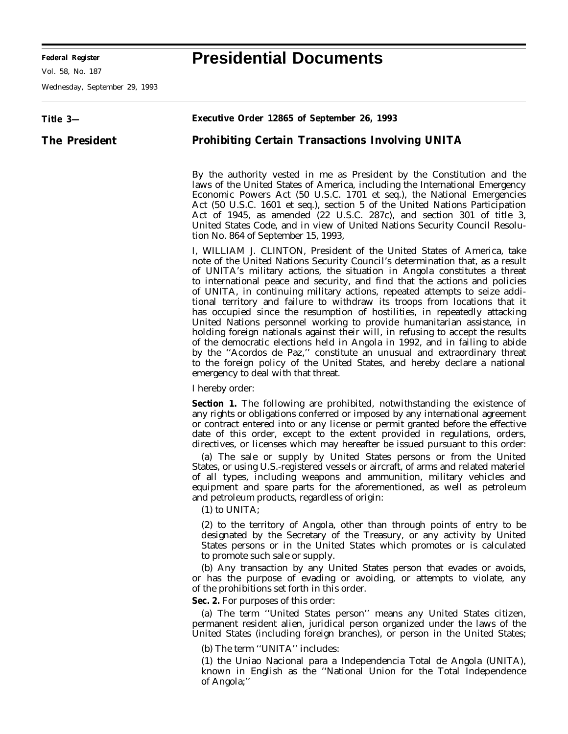# Presidential Documents

**Title 3—**

**The President**

## Executive Order 12865 of September 26, 1993

## Prohibiting Certain Transactions Involving UNITA

By the authority vested in me as President by the Constitution and the laws of the United States of America, including the International Emergency Economic Powers Act (50 U.S.C. 1701 et seq.), the National Emergencies Act (50 U.S.C. 1601 et seq.), section 5 of the United Nations Participation Act of 1945, as amended (22 U.S.C. 287c), and section 301 of title 3, United States Code, and in view of United Nations Security Council Resolution No. 864 of September 15, 1993,

I, WILLIAM J. CLINTON, President of the United States of America, take note of the United Nations Security Council's determination that, as a result of UNITA's military actions, the situation in Angola constitutes a threat to international peace and security, and find that the actions and policies of UNITA, in continuing military actions, repeated attempts to seize additional territory and failure to withdraw its troops from locations that it has occupied since the resumption of hostilities, in repeatedly attacking United Nations personnel working to provide humanitarian assistance, in holding foreign nationals against their will, in refusing to accept the results of the democratic elections held in Angola in 1992, and in failing to abide by the ''Acordos de Paz,'' constitute an unusual and extraordinary threat to the foreign policy of the United States, and hereby declare a national emergency to deal with that threat.

I hereby order:

**Section 1.** The following are prohibited, notwithstanding the existence of any rights or obligations conferred or imposed by any international agreement or contract entered into or any license or permit granted before the effective date of this order, except to the extent provided in regulations, orders, directives, or licenses which may hereafter be issued pursuant to this order:

(a) The sale or supply by United States persons or from the United States, or using U.S.-registered vessels or aircraft, of arms and related materiel of all types, including weapons and ammunition, military vehicles and equipment and spare parts for the aforementioned, as well as petroleum and petroleum products, regardless of origin:

(1) to UNITA;

(2) to the territory of Angola, other than through points of entry to be designated by the Secretary of the Treasury, or any activity by United States persons or in the United States which promotes or is calculated to promote such sale or supply.

(b) Any transaction by any United States person that evades or avoids, or has the purpose of evading or avoiding, or attempts to violate, any of the prohibitions set forth in this order.

**Sec. 2.** For purposes of this order:

(a) The term ''United States person'' means any United States citizen, permanent resident alien, juridical person organized under the laws of the United States (including foreign branches), or person in the United States;

(b) The term ''UNITA'' includes:

(1) the Uniao Nacional para a Independencia Total de Angola (UNITA), known in English as the ''National Union for the Total Independence of Angola;''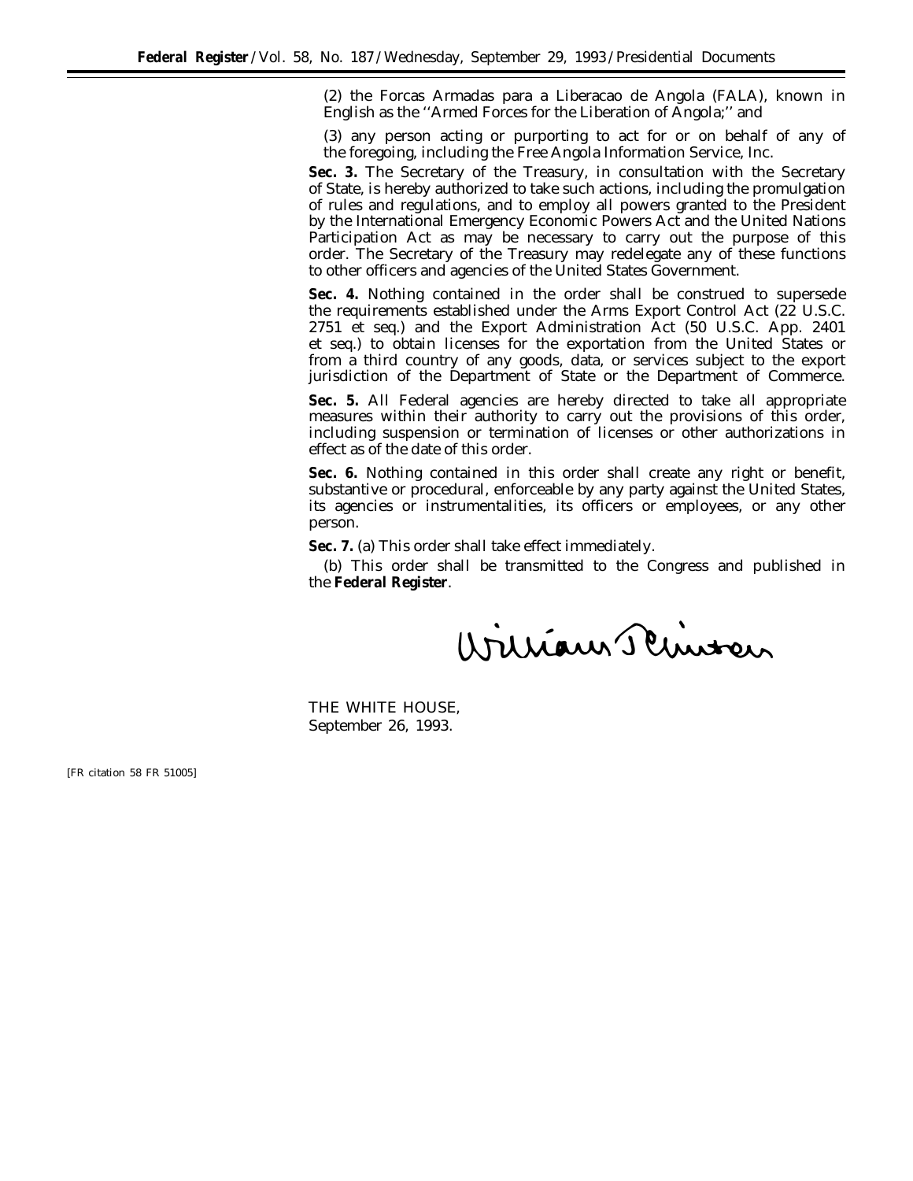(2) the Forcas Armadas para a Liberacao de Angola (FALA), known in English as the ''Armed Forces for the Liberation of Angola;'' and

(3) any person acting or purporting to act for or on behalf of any of the foregoing, including the Free Angola Information Service, Inc.

**Sec. 3.** The Secretary of the Treasury, in consultation with the Secretary of State, is hereby authorized to take such actions, including the promulgation of rules and regulations, and to employ all powers granted to the President by the International Emergency Economic Powers Act and the United Nations Participation Act as may be necessary to carry out the purpose of this order. The Secretary of the Treasury may redelegate any of these functions to other officers and agencies of the United States Government.

**Sec. 4.** Nothing contained in the order shall be construed to supersede the requirements established under the Arms Export Control Act (22 U.S.C. 2751 et seq.) and the Export Administration Act (50 U.S.C. App. 2401 et seq.) to obtain licenses for the exportation from the United States or from a third country of any goods, data, or services subject to the export jurisdiction of the Department of State or the Department of Commerce.

**Sec. 5.** All Federal agencies are hereby directed to take all appropriate measures within their authority to carry out the provisions of this order, including suspension or termination of licenses or other authorizations in effect as of the date of this order.

**Sec. 6.** Nothing contained in this order shall create any right or benefit, substantive or procedural, enforceable by any party against the United States, its agencies or instrumentalities, its officers or employees, or any other person.

**Sec. 7.** (a) This order shall take effect immediately.

(b) This order shall be transmitted to the Congress and published in the **Federal Register**.

William J. Clinton

THE WHITE HOUSE,
September 26, 1993.

[FR citation 58 FR 51005]